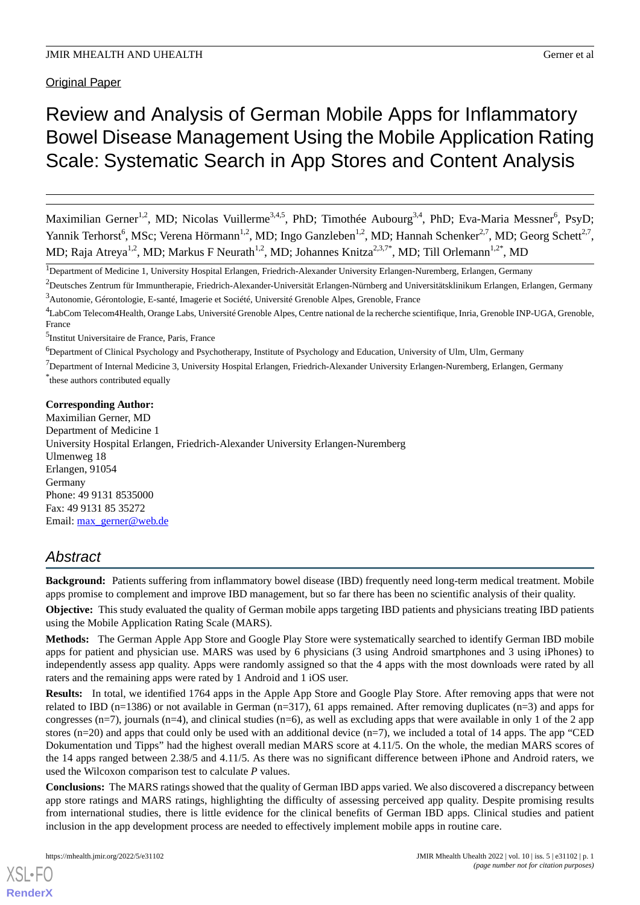Original Paper

# Review and Analysis of German Mobile Apps for Inflammatory Bowel Disease Management Using the Mobile Application Rating Scale: Systematic Search in App Stores and Content Analysis

Maximilian Gerner[1,2], MD; Nicolas Vuillerme[3,4,5], PhD; Timothée Aubourg[3,4], PhD; Eva-Maria Messner[6], PsyD; Yannik Terhorst[6], MSc; Verena Hörmann[1,2], MD; Ingo Ganzleben[1,2], MD; Hannah Schenker[2,7], MD; Georg Schett[2,7], MD; Raja Atreya[1,2], MD; Markus F Neurath[1,2], MD; Johannes Knitza[2,3,7*], MD; Till Orlemann[1,2*], MD

[1]Department of Medicine 1, University Hospital Erlangen, Friedrich-Alexander University Erlangen-Nuremberg, Erlangen, Germany

[2]Deutsches Zentrum für Immuntherapie, Friedrich-Alexander-Universität Erlangen-Nürnberg and Universitätsklinikum Erlangen, Erlangen, Germany

[3]Autonomie, Gérontologie, E-santé, Imagerie et Société, Université Grenoble Alpes, Grenoble, France

[4]LabCom Telecom4Health, Orange Labs, Université Grenoble Alpes, Centre national de la recherche scientifique, Inria, Grenoble INP-UGA, Grenoble, France

[5]Institut Universitaire de France, Paris, France

[6]Department of Clinical Psychology and Psychotherapy, Institute of Psychology and Education, University of Ulm, Ulm, Germany

[7]Department of Internal Medicine 3, University Hospital Erlangen, Friedrich-Alexander University Erlangen-Nuremberg, Erlangen, Germany

[*]these authors contributed equally

**Corresponding Author:**
Maximilian Gerner, MD
Department of Medicine 1
University Hospital Erlangen, Friedrich-Alexander University Erlangen-Nuremberg
Ulmenweg 18
Erlangen, 91054
Germany
Phone: 49 9131 8535000
Fax: 49 9131 85 35272
Email: max_gerner@web.de

## Abstract

**Background:** Patients suffering from inflammatory bowel disease (IBD) frequently need long-term medical treatment. Mobile apps promise to complement and improve IBD management, but so far there has been no scientific analysis of their quality.

**Objective:** This study evaluated the quality of German mobile apps targeting IBD patients and physicians treating IBD patients using the Mobile Application Rating Scale (MARS).

**Methods:** The German Apple App Store and Google Play Store were systematically searched to identify German IBD mobile apps for patient and physician use. MARS was used by 6 physicians (3 using Android smartphones and 3 using iPhones) to independently assess app quality. Apps were randomly assigned so that the 4 apps with the most downloads were rated by all raters and the remaining apps were rated by 1 Android and 1 iOS user.

**Results:** In total, we identified 1764 apps in the Apple App Store and Google Play Store. After removing apps that were not related to IBD (n=1386) or not available in German (n=317), 61 apps remained. After removing duplicates (n=3) and apps for congresses (n=7), journals (n=4), and clinical studies (n=6), as well as excluding apps that were available in only 1 of the 2 app stores (n=20) and apps that could only be used with an additional device (n=7), we included a total of 14 apps. The app "CED Dokumentation und Tipps" had the highest overall median MARS score at 4.11/5. On the whole, the median MARS scores of the 14 apps ranged between 2.38/5 and 4.11/5. As there was no significant difference between iPhone and Android raters, we used the Wilcoxon comparison test to calculate *P* values.

**Conclusions:** The MARS ratings showed that the quality of German IBD apps varied. We also discovered a discrepancy between app store ratings and MARS ratings, highlighting the difficulty of assessing perceived app quality. Despite promising results from international studies, there is little evidence for the clinical benefits of German IBD apps. Clinical studies and patient inclusion in the app development process are needed to effectively implement mobile apps in routine care.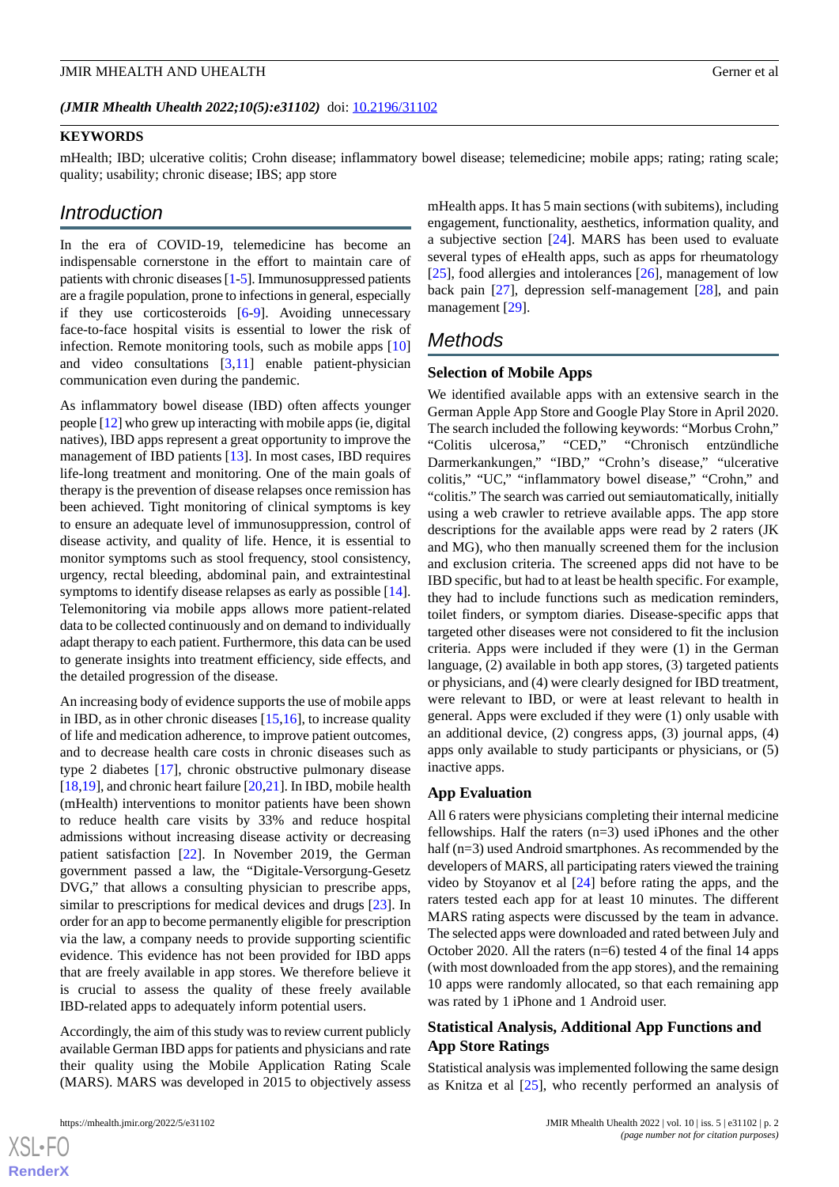*(JMIR Mhealth Uhealth 2022;10(5):e31102)* doi: 10.2196/31102

**KEYWORDS**

mHealth; IBD; ulcerative colitis; Crohn disease; inflammatory bowel disease; telemedicine; mobile apps; rating; rating scale; quality; usability; chronic disease; IBS; app store

## Introduction

In the era of COVID-19, telemedicine has become an indispensable cornerstone in the effort to maintain care of patients with chronic diseases [1-5]. Immunosuppressed patients are a fragile population, prone to infections in general, especially if they use corticosteroids [6-9]. Avoiding unnecessary face-to-face hospital visits is essential to lower the risk of infection. Remote monitoring tools, such as mobile apps [10] and video consultations [3,11] enable patient-physician communication even during the pandemic.

As inflammatory bowel disease (IBD) often affects younger people [12] who grew up interacting with mobile apps (ie, digital natives), IBD apps represent a great opportunity to improve the management of IBD patients [13]. In most cases, IBD requires life-long treatment and monitoring. One of the main goals of therapy is the prevention of disease relapses once remission has been achieved. Tight monitoring of clinical symptoms is key to ensure an adequate level of immunosuppression, control of disease activity, and quality of life. Hence, it is essential to monitor symptoms such as stool frequency, stool consistency, urgency, rectal bleeding, abdominal pain, and extraintestinal symptoms to identify disease relapses as early as possible [14]. Telemonitoring via mobile apps allows more patient-related data to be collected continuously and on demand to individually adapt therapy to each patient. Furthermore, this data can be used to generate insights into treatment efficiency, side effects, and the detailed progression of the disease.

An increasing body of evidence supports the use of mobile apps in IBD, as in other chronic diseases [15,16], to increase quality of life and medication adherence, to improve patient outcomes, and to decrease health care costs in chronic diseases such as type 2 diabetes [17], chronic obstructive pulmonary disease [18,19], and chronic heart failure [20,21]. In IBD, mobile health (mHealth) interventions to monitor patients have been shown to reduce health care visits by 33% and reduce hospital admissions without increasing disease activity or decreasing patient satisfaction [22]. In November 2019, the German government passed a law, the "Digitale-Versorgungs-Gesetz DVG," that allows a consulting physician to prescribe apps, similar to prescriptions for medical devices and drugs [23]. In order for an app to become permanently eligible for prescription via the law, a company needs to provide supporting scientific evidence. This evidence has not been provided for IBD apps that are freely available in app stores. We therefore believe it is crucial to assess the quality of these freely available IBD-related apps to adequately inform potential users.

Accordingly, the aim of this study was to review current publicly available German IBD apps for patients and physicians and rate their quality using the Mobile Application Rating Scale (MARS). MARS was developed in 2015 to objectively assess mHealth apps. It has 5 main sections (with subitems), including engagement, functionality, aesthetics, information quality, and a subjective section [24]. MARS has been used to evaluate several types of eHealth apps, such as apps for rheumatology [25], food allergies and intolerances [26], management of low back pain [27], depression self-management [28], and pain management [29].

## Methods

### Selection of Mobile Apps

We identified available apps with an extensive search in the German Apple App Store and Google Play Store in April 2020. The search included the following keywords: "Morbus Crohn," "Colitis ulcerosa," "CED," "Chronisch entzündliche Darmerkankungen," "IBD," "Crohn's disease," "ulcerative colitis," "UC," "inflammatory bowel disease," "Crohn," and "colitis." The search was carried out semiautomatically, initially using a web crawler to retrieve available apps. The app store descriptions for the available apps were read by 2 raters (JK and MG), who then manually screened them for the inclusion and exclusion criteria. The screened apps did not have to be IBD specific, but had to at least be health specific. For example, they had to include functions such as medication reminders, toilet finders, or symptom diaries. Disease-specific apps that targeted other diseases were not considered to fit the inclusion criteria. Apps were included if they were (1) in the German language, (2) available in both app stores, (3) targeted patients or physicians, and (4) were clearly designed for IBD treatment, were relevant to IBD, or were at least relevant to health in general. Apps were excluded if they were (1) only usable with an additional device, (2) congress apps, (3) journal apps, (4) apps only available to study participants or physicians, or (5) inactive apps.

### App Evaluation

All 6 raters were physicians completing their internal medicine fellowships. Half the raters (n=3) used iPhones and the other half (n=3) used Android smartphones. As recommended by the developers of MARS, all participating raters viewed the training video by Stoyanov et al [24] before rating the apps, and the raters tested each app for at least 10 minutes. The different MARS rating aspects were discussed by the team in advance. The selected apps were downloaded and rated between July and October 2020. All the raters (n=6) tested 4 of the final 14 apps (with most downloaded from the app stores), and the remaining 10 apps were randomly allocated, so that each remaining app was rated by 1 iPhone and 1 Android user.

### Statistical Analysis, Additional App Functions and App Store Ratings

Statistical analysis was implemented following the same design as Knitza et al [25], who recently performed an analysis of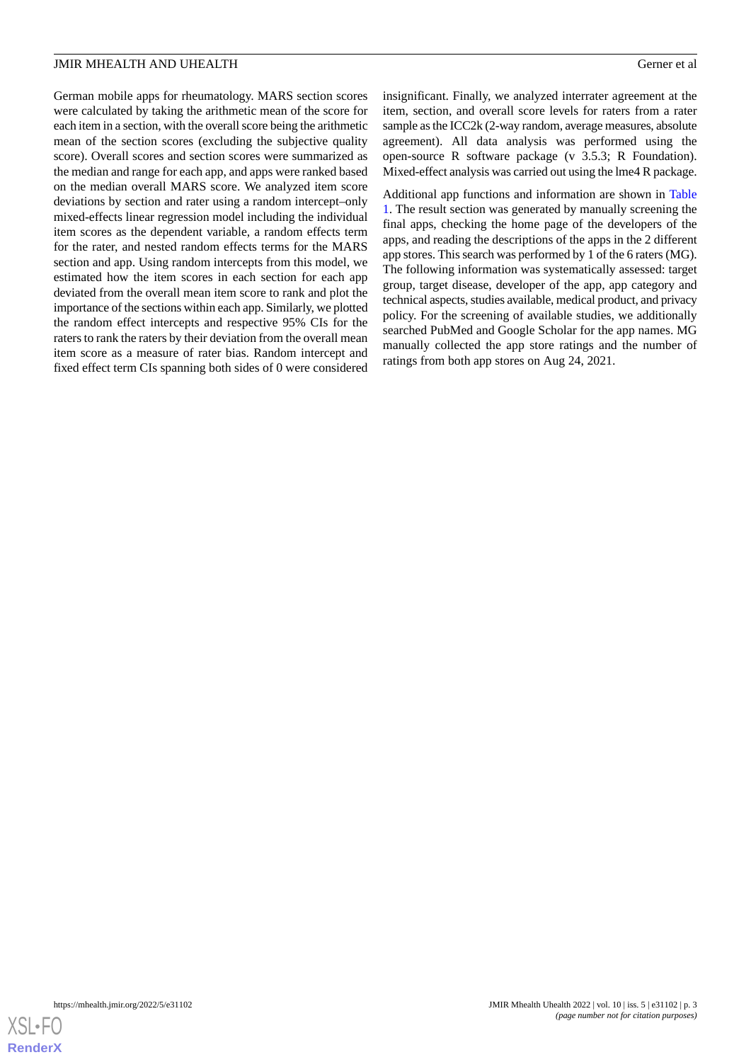German mobile apps for rheumatology. MARS section scores were calculated by taking the arithmetic mean of the score for each item in a section, with the overall score being the arithmetic mean of the section scores (excluding the subjective quality score). Overall scores and section scores were summarized as the median and range for each app, and apps were ranked based on the median overall MARS score. We analyzed item score deviations by section and rater using a random intercept–only mixed-effects linear regression model including the individual item scores as the dependent variable, a random effects term for the rater, and nested random effects terms for the MARS section and app. Using random intercepts from this model, we estimated how the item scores in each section for each app deviated from the overall mean item score to rank and plot the importance of the sections within each app. Similarly, we plotted the random effect intercepts and respective 95% CIs for the raters to rank the raters by their deviation from the overall mean item score as a measure of rater bias. Random intercept and fixed effect term CIs spanning both sides of 0 were considered insignificant. Finally, we analyzed interrater agreement at the item, section, and overall score levels for raters from a rater sample as the ICC2k (2-way random, average measures, absolute agreement). All data analysis was performed using the open-source R software package (v 3.5.3; R Foundation). Mixed-effect analysis was carried out using the lme4 R package.

Additional app functions and information are shown in Table 1. The result section was generated by manually screening the final apps, checking the home page of the developers of the apps, and reading the descriptions of the apps in the 2 different app stores. This search was performed by 1 of the 6 raters (MG). The following information was systematically assessed: target group, target disease, developer of the app, app category and technical aspects, studies available, medical product, and privacy policy. For the screening of available studies, we additionally searched PubMed and Google Scholar for the app names. MG manually collected the app store ratings and the number of ratings from both app stores on Aug 24, 2021.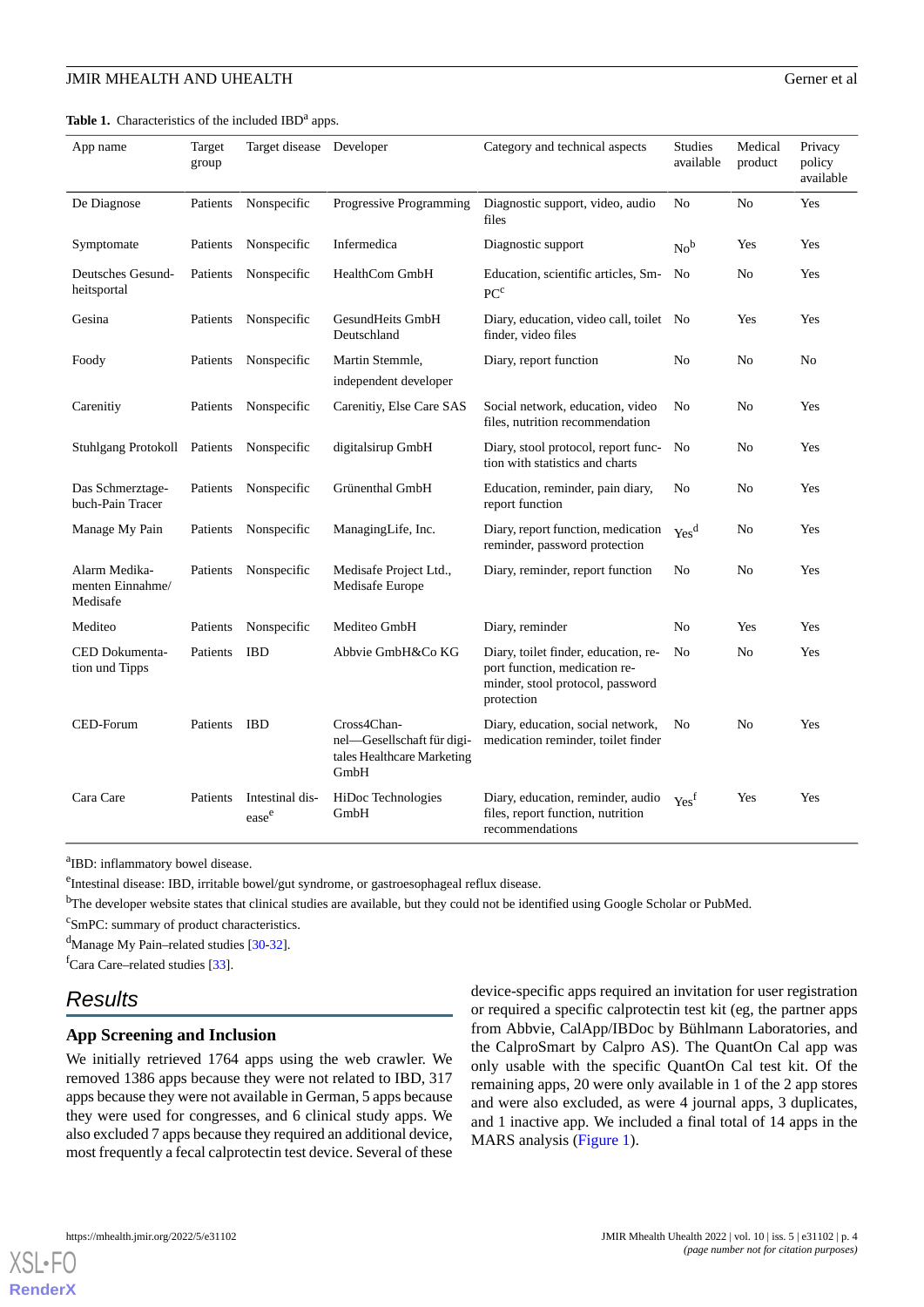**Table 1.** Characteristics of the included IBD[a] apps.

| App name | Target group | Target disease | Developer | Category and technical aspects | Studies available | Medical product | Privacy policy available |
|---|---|---|---|---|---|---|---|
| De Diagnose | Patients | Nonspecific | Progressive Programming | Diagnostic support, video, audio files | No | No | Yes |
| Symptomate | Patients | Nonspecific | Infermedica | Diagnostic support | No[b] | Yes | Yes |
| Deutsches Gesundheitsportal | Patients | Nonspecific | HealthCom GmbH | Education, scientific articles, SmPC[c] | No | No | Yes |
| Gesina | Patients | Nonspecific | GesundHeits GmbH Deutschland | Diary, education, video call, toilet finder, video files | No | Yes | Yes |
| Foody | Patients | Nonspecific | Martin Stemmle, independent developer | Diary, report function | No | No | No |
| Carenitiy | Patients | Nonspecific | Carenitiy, Else Care SAS | Social network, education, video files, nutrition recommendation | No | No | Yes |
| Stuhlgang Protokoll | Patients | Nonspecific | digitalsirup GmbH | Diary, stool protocol, report function with statistics and charts | No | No | Yes |
| Das Schmerztagebuch-Pain Tracer | Patients | Nonspecific | Grünenthal GmbH | Education, reminder, pain diary, report function | No | No | Yes |
| Manage My Pain | Patients | Nonspecific | ManagingLife, Inc. | Diary, report function, medication reminder, password protection | Yes[d] | No | Yes |
| Alarm Medikamenten Einnahme/ Medisafe | Patients | Nonspecific | Medisafe Project Ltd., Medisafe Europe | Diary, reminder, report function | No | No | Yes |
| Mediteo | Patients | Nonspecific | Mediteo GmbH | Diary, reminder | No | Yes | Yes |
| CED Dokumentation und Tipps | Patients | IBD | Abbvie GmbH&Co KG | Diary, toilet finder, education, report function, medication reminder, stool protocol, password protection | No | No | Yes |
| CED-Forum | Patients | IBD | Cross4Channel—Gesellschaft für digitales Healthcare Marketing GmbH | Diary, education, social network, medication reminder, toilet finder | No | No | Yes |
| Cara Care | Patients | Intestinal disease[e] | HiDoc Technologies GmbH | Diary, education, reminder, audio files, report function, nutrition recommendations | Yes[f] | Yes | Yes |

[a]IBD: inflammatory bowel disease.

[e]Intestinal disease: IBD, irritable bowel/gut syndrome, or gastroesophageal reflux disease.

[b]The developer website states that clinical studies are available, but they could not be identified using Google Scholar or PubMed.

[c]SmPC: summary of product characteristics.

[d]Manage My Pain–related studies [30-32].

[f]Cara Care–related studies [33].

## Results

### App Screening and Inclusion

We initially retrieved 1764 apps using the web crawler. We removed 1386 apps because they were not related to IBD, 317 apps because they were not available in German, 5 apps because they were used for congresses, and 6 clinical study apps. We also excluded 7 apps because they required an additional device, most frequently a fecal calprotectin test device. Several of these device-specific apps required an invitation for user registration or required a specific calprotectin test kit (eg, the partner apps from Abbvie, CalApp/IBDoc by Bühlmann Laboratories, and the CalproSmart by Calpro AS). The QuantOn Cal app was only usable with the specific QuantOn Cal test kit. Of the remaining apps, 20 were only available in 1 of the 2 app stores and were also excluded, as were 4 journal apps, 3 duplicates, and 1 inactive app. We included a final total of 14 apps in the MARS analysis (Figure 1).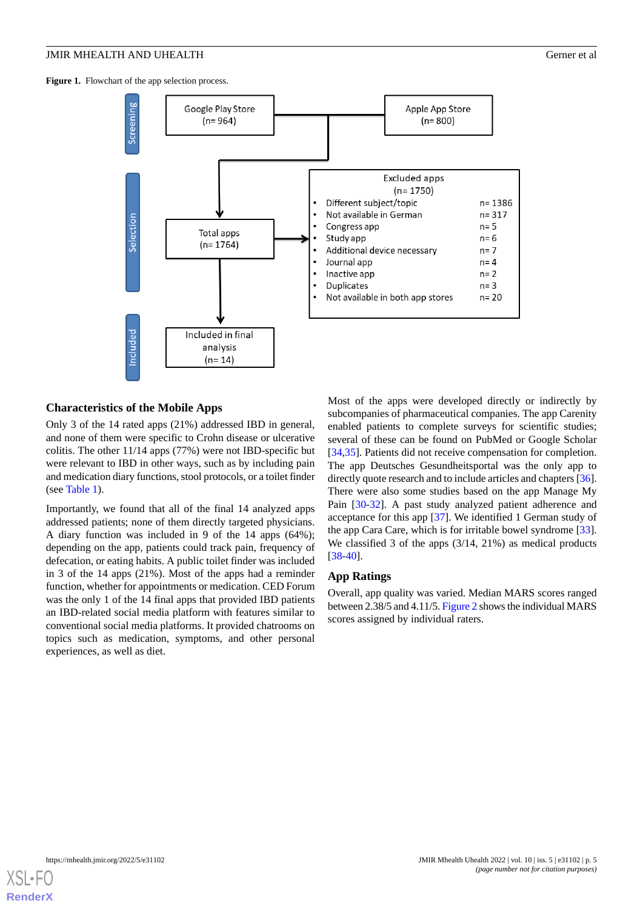**Figure 1.** Flowchart of the app selection process.

Screening

Google Play Store (n= 964)

Apple App Store (n= 800)

Selection

Total apps (n= 1764)

Excluded apps (n= 1750)

- Different subject/topic n= 1386
- Not available in German n= 317
- Congress app n= 5
- Study app n= 6
- Additional device necessary n= 7
- Journal app n= 4
- Inactive app n= 2
- Duplicates n= 3
- Not available in both app stores n= 20

Included

Included in final analysis (n= 14)

### Characteristics of the Mobile Apps

Only 3 of the 14 rated apps (21%) addressed IBD in general, and none of them were specific to Crohn disease or ulcerative colitis. The other 11/14 apps (77%) were not IBD-specific but were relevant to IBD in other ways, such as by including pain and medication diary functions, stool protocols, or a toilet finder (see Table 1).

Importantly, we found that all of the final 14 analyzed apps addressed patients; none of them directly targeted physicians. A diary function was included in 9 of the 14 apps (64%); depending on the app, patients could track pain, frequency of defecation, or eating habits. A public toilet finder was included in 3 of the 14 apps (21%). Most of the apps had a reminder function, whether for appointments or medication. CED Forum was the only 1 of the 14 final apps that provided IBD patients an IBD-related social media platform with features similar to conventional social media platforms. It provided chatrooms on topics such as medication, symptoms, and other personal experiences, as well as diet.

Most of the apps were developed directly or indirectly by subcompanies of pharmaceutical companies. The app Carenity enabled patients to complete surveys for scientific studies; several of these can be found on PubMed or Google Scholar [34,35]. Patients did not receive compensation for completion. The app Deutsches Gesundheitsportal was the only app to directly quote research and to include articles and chapters [36]. There were also some studies based on the app Manage My Pain [30-32]. A past study analyzed patient adherence and acceptance for this app [37]. We identified 1 German study of the app Cara Care, which is for irritable bowel syndrome [33]. We classified 3 of the apps (3/14, 21%) as medical products [38-40].

### App Ratings

Overall, app quality was varied. Median MARS scores ranged between 2.38/5 and 4.11/5. Figure 2 shows the individual MARS scores assigned by individual raters.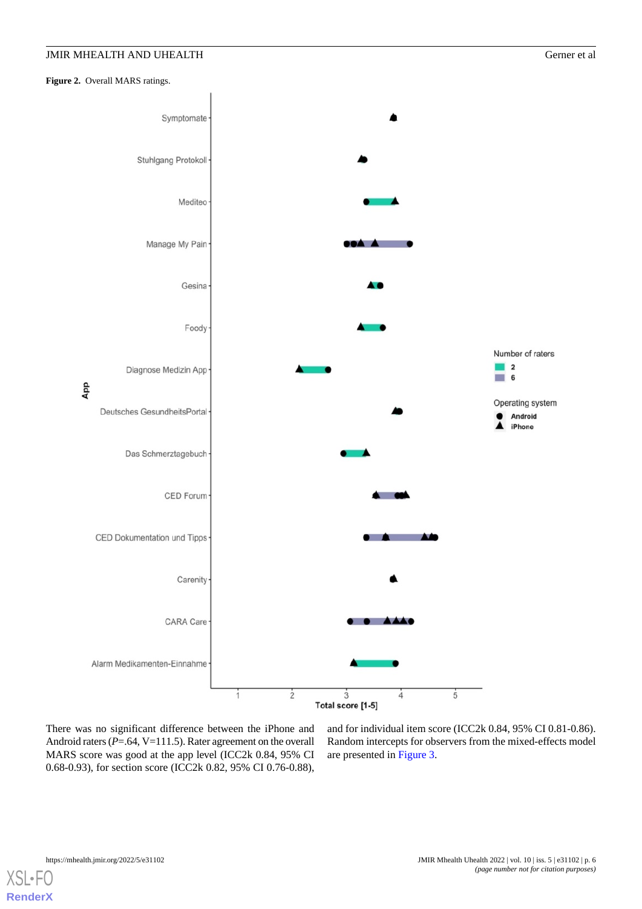**Figure 2.** Overall MARS ratings.

There was no significant difference between the iPhone and Android raters (*P*=.64, V=111.5). Rater agreement on the overall MARS score was good at the app level (ICC2k 0.84, 95% CI 0.68-0.93), for section score (ICC2k 0.82, 95% CI 0.76-0.88), and for individual item score (ICC2k 0.84, 95% CI 0.81-0.86). Random intercepts for observers from the mixed-effects model are presented in Figure 3.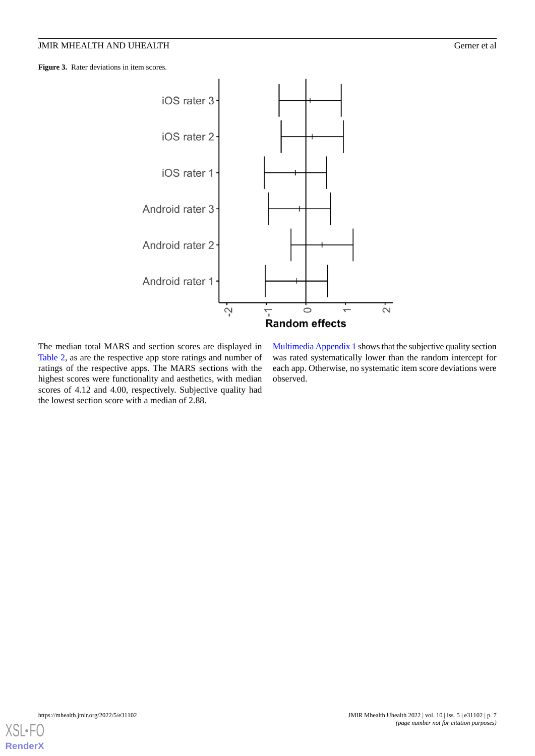**Figure 3.** Rater deviations in item scores.

The median total MARS and section scores are displayed in Table 2, as are the respective app store ratings and number of ratings of the respective apps. The MARS sections with the highest scores were functionality and aesthetics, with median scores of 4.12 and 4.00, respectively. Subjective quality had the lowest section score with a median of 2.88.

Multimedia Appendix 1 shows that the subjective quality section was rated systematically lower than the random intercept for each app. Otherwise, no systematic item score deviations were observed.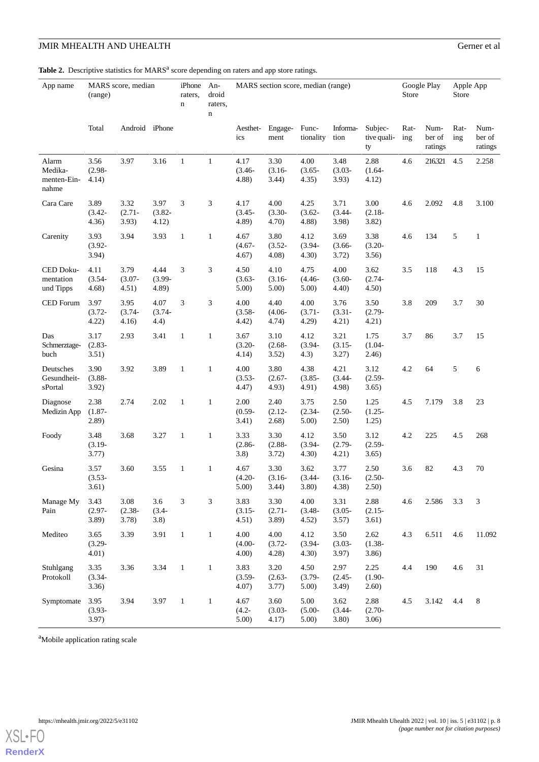**Table 2.** Descriptive statistics for MARS[a] score depending on raters and app store ratings.

| App name | MARS score, median (range) | | | iPhone raters, n | Android raters, n | MARS section score, median (range) | | | | | Google Play Store | | Apple App Store | |
|---|---|---|---|---|---|---|---|---|---|---|---|---|---|---|
| | Total | Android | iPhone | | | Aesthetics | Engagement | Functionality | Information | Subjective quality | Rating | Number of ratings | Rating | Number of ratings |
| Alarm Medikamenten-Einnahme | 3.56 (2.98-4.14) | 3.97 | 3.16 | 1 | 1 | 4.17 (3.46-4.88) | 3.30 (3.16-3.44) | 4.00 (3.65-4.35) | 3.48 (3.03-3.93) | 2.88 (1.64-4.12) | 4.6 | 216.321 | 4.5 | 2.258 |
| Cara Care | 3.89 (3.42-4.36) | 3.32 (2.71-3.93) | 3.97 (3.82-4.12) | 3 | 3 | 4.17 (3.45-4.89) | 4.00 (3.30-4.70) | 4.25 (3.62-4.88) | 3.71 (3.44-3.98) | 3.00 (2.18-3.82) | 4.6 | 2.092 | 4.8 | 3.100 |
| Carenity | 3.93 (3.92-3.94) | 3.94 | 3.93 | 1 | 1 | 4.67 (4.67-4.67) | 3.80 (3.52-4.08) | 4.12 (3.94-4.30) | 3.69 (3.66-3.72) | 3.38 (3.20-3.56) | 4.6 | 134 | 5 | 1 |
| CED Dokumentation und Tipps | 4.11 (3.54-4.68) | 3.79 (3.07-4.51) | 4.44 (3.99-4.89) | 3 | 3 | 4.50 (3.63-5.00) | 4.10 (3.16-5.00) | 4.75 (4.46-5.00) | 4.00 (3.60-4.40) | 3.62 (2.74-4.50) | 3.5 | 118 | 4.3 | 15 |
| CED Forum | 3.97 (3.72-4.22) | 3.95 (3.74-4.16) | 4.07 (3.74-4.4) | 3 | 3 | 4.00 (3.58-4.42) | 4.40 (4.06-4.74) | 4.00 (3.71-4.29) | 3.76 (3.31-4.21) | 3.50 (2.79-4.21) | 3.8 | 209 | 3.7 | 30 |
| Das Schmerztagebuch | 3.17 (2.83-3.51) | 2.93 | 3.41 | 1 | 1 | 3.67 (3.20-4.14) | 3.10 (2.68-3.52) | 4.12 (3.94-4.3) | 3.21 (3.15-3.27) | 1.75 (1.04-2.46) | 3.7 | 86 | 3.7 | 15 |
| Deutsches GesundheitsPortal | 3.90 (3.88-3.92) | 3.92 | 3.89 | 1 | 1 | 4.00 (3.53-4.47) | 3.80 (2.67-4.93) | 4.38 (3.85-4.91) | 4.21 (3.44-4.98) | 3.12 (2.59-3.65) | 4.2 | 64 | 5 | 6 |
| Diagnose Medizin App | 2.38 (1.87-2.89) | 2.74 | 2.02 | 1 | 1 | 2.00 (0.59-3.41) | 2.40 (2.12-2.68) | 3.75 (2.34-5.00) | 2.50 (2.50-2.50) | 1.25 (1.25-1.25) | 4.5 | 7.179 | 3.8 | 23 |
| Foody | 3.48 (3.19-3.77) | 3.68 | 3.27 | 1 | 1 | 3.33 (2.86-3.8) | 3.30 (2.88-3.72) | 4.12 (3.94-4.30) | 3.50 (2.79-4.21) | 3.12 (2.59-3.65) | 4.2 | 225 | 4.5 | 268 |
| Gesina | 3.57 (3.53-3.61) | 3.60 | 3.55 | 1 | 1 | 4.67 (4.20-5.00) | 3.30 (3.16-3.44) | 3.62 (3.44-3.80) | 3.77 (3.16-4.38) | 2.50 (2.50-2.50) | 3.6 | 82 | 4.3 | 70 |
| Manage My Pain | 3.43 (2.97-3.89) | 3.08 (2.38-3.78) | 3.6 (3.4-3.8) | 3 | 3 | 3.83 (3.15-4.51) | 3.30 (2.71-3.89) | 4.00 (3.48-4.52) | 3.31 (3.05-3.57) | 2.88 (2.15-3.61) | 4.6 | 2.586 | 3.3 | 3 |
| Mediteo | 3.65 (3.29-4.01) | 3.39 | 3.91 | 1 | 1 | 4.00 (4.00-4.00) | 4.00 (3.72-4.28) | 4.12 (3.94-4.30) | 3.50 (3.03-3.97) | 2.62 (1.38-3.86) | 4.3 | 6.511 | 4.6 | 11.092 |
| Stuhlgang Protokoll | 3.35 (3.34-3.36) | 3.36 | 3.34 | 1 | 1 | 3.83 (3.59-4.07) | 3.20 (2.63-3.77) | 4.50 (3.79-5.00) | 2.97 (2.45-3.49) | 2.25 (1.90-2.60) | 4.4 | 190 | 4.6 | 31 |
| Symptomate | 3.95 (3.93-3.97) | 3.94 | 3.97 | 1 | 1 | 4.67 (4.2-5.00) | 3.60 (3.03-4.17) | 5.00 (5.00-5.00) | 3.62 (3.44-3.80) | 2.88 (2.70-3.06) | 4.5 | 3.142 | 4.4 | 8 |

[a]Mobile application rating scale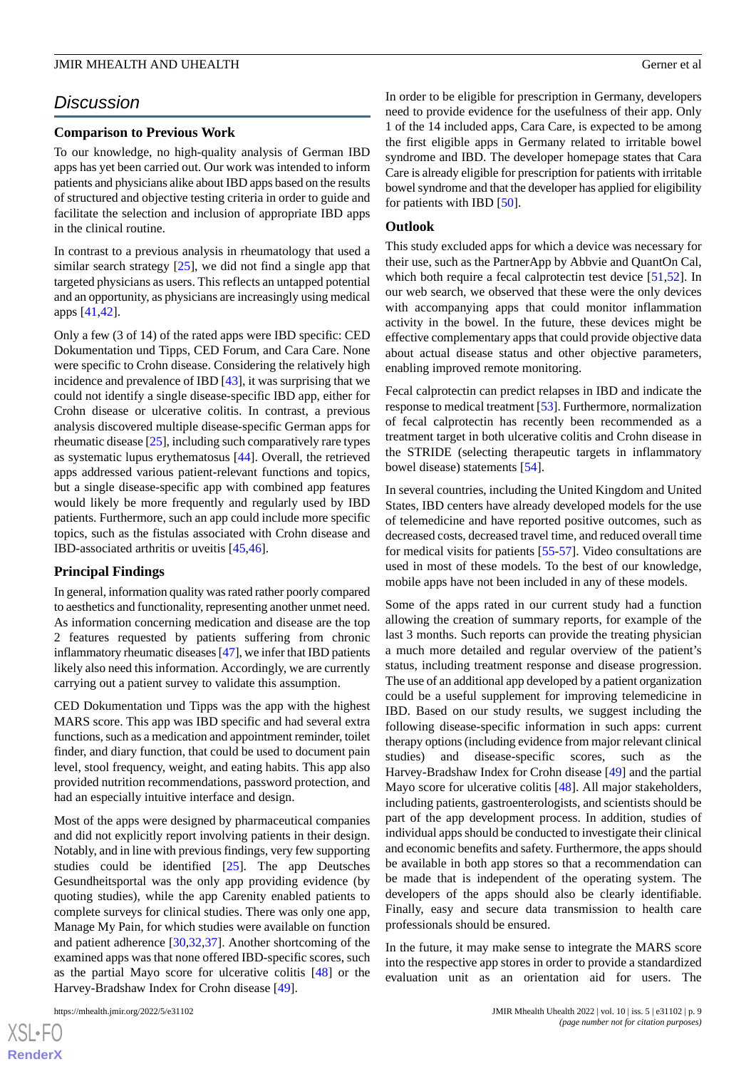## Discussion

### Comparison to Previous Work

To our knowledge, no high-quality analysis of German IBD apps has yet been carried out. Our work was intended to inform patients and physicians alike about IBD apps based on the results of structured and objective testing criteria in order to guide and facilitate the selection and inclusion of appropriate IBD apps in the clinical routine.

In contrast to a previous analysis in rheumatology that used a similar search strategy [25], we did not find a single app that targeted physicians as users. This reflects an untapped potential and an opportunity, as physicians are increasingly using medical apps [41,42].

Only a few (3 of 14) of the rated apps were IBD specific: CED Dokumentation und Tipps, CED Forum, and Cara Care. None were specific to Crohn disease. Considering the relatively high incidence and prevalence of IBD [43], it was surprising that we could not identify a single disease-specific IBD app, either for Crohn disease or ulcerative colitis. In contrast, a previous analysis discovered multiple disease-specific German apps for rheumatic disease [25], including such comparatively rare types as systematic lupus erythematosus [44]. Overall, the retrieved apps addressed various patient-relevant functions and topics, but a single disease-specific app with combined app features would likely be more frequently and regularly used by IBD patients. Furthermore, such an app could include more specific topics, such as the fistulas associated with Crohn disease and IBD-associated arthritis or uveitis [45,46].

### Principal Findings

In general, information quality was rated rather poorly compared to aesthetics and functionality, representing another unmet need. As information concerning medication and disease are the top 2 features requested by patients suffering from chronic inflammatory rheumatic diseases [47], we infer that IBD patients likely also need this information. Accordingly, we are currently carrying out a patient survey to validate this assumption.

CED Dokumentation und Tipps was the app with the highest MARS score. This app was IBD specific and had several extra functions, such as a medication and appointment reminder, toilet finder, and diary function, that could be used to document pain level, stool frequency, weight, and eating habits. This app also provided nutrition recommendations, password protection, and had an especially intuitive interface and design.

Most of the apps were designed by pharmaceutical companies and did not explicitly report involving patients in their design. Notably, and in line with previous findings, very few supporting studies could be identified [25]. The app Deutsches Gesundheitsportal was the only app providing evidence (by quoting studies), while the app Carenity enabled patients to complete surveys for clinical studies. There was only one app, Manage My Pain, for which studies were available on function and patient adherence [30,32,37]. Another shortcoming of the examined apps was that none offered IBD-specific scores, such as the partial Mayo score for ulcerative colitis [48] or the Harvey-Bradshaw Index for Crohn disease [49].

In order to be eligible for prescription in Germany, developers need to provide evidence for the usefulness of their app. Only 1 of the 14 included apps, Cara Care, is expected to be among the first eligible apps in Germany related to irritable bowel syndrome and IBD. The developer homepage states that Cara Care is already eligible for prescription for patients with irritable bowel syndrome and that the developer has applied for eligibility for patients with IBD [50].

### Outlook

This study excluded apps for which a device was necessary for their use, such as the PartnerApp by Abbvie and QuantOn Cal, which both require a fecal calprotectin test device [51,52]. In our web search, we observed that these were the only devices with accompanying apps that could monitor inflammation activity in the bowel. In the future, these devices might be effective complementary apps that could provide objective data about actual disease status and other objective parameters, enabling improved remote monitoring.

Fecal calprotectin can predict relapses in IBD and indicate the response to medical treatment [53]. Furthermore, normalization of fecal calprotectin has recently been recommended as a treatment target in both ulcerative colitis and Crohn disease in the STRIDE (selecting therapeutic targets in inflammatory bowel disease) statements [54].

In several countries, including the United Kingdom and United States, IBD centers have already developed models for the use of telemedicine and have reported positive outcomes, such as decreased costs, decreased travel time, and reduced overall time for medical visits for patients [55-57]. Video consultations are used in most of these models. To the best of our knowledge, mobile apps have not been included in any of these models.

Some of the apps rated in our current study had a function allowing the creation of summary reports, for example of the last 3 months. Such reports can provide the treating physician a much more detailed and regular overview of the patient's status, including treatment response and disease progression. The use of an additional app developed by a patient organization could be a useful supplement for improving telemedicine in IBD. Based on our study results, we suggest including the following disease-specific information in such apps: current therapy options (including evidence from major relevant clinical studies) and disease-specific scores, such as the Harvey-Bradshaw Index for Crohn disease [49] and the partial Mayo score for ulcerative colitis [48]. All major stakeholders, including patients, gastroenterologists, and scientists should be part of the app development process. In addition, studies of individual apps should be conducted to investigate their clinical and economic benefits and safety. Furthermore, the apps should be available in both app stores so that a recommendation can be made that is independent of the operating system. The developers of the apps should also be clearly identifiable. Finally, easy and secure data transmission to health care professionals should be ensured.

In the future, it may make sense to integrate the MARS score into the respective app stores in order to provide a standardized evaluation unit as an orientation aid for users. The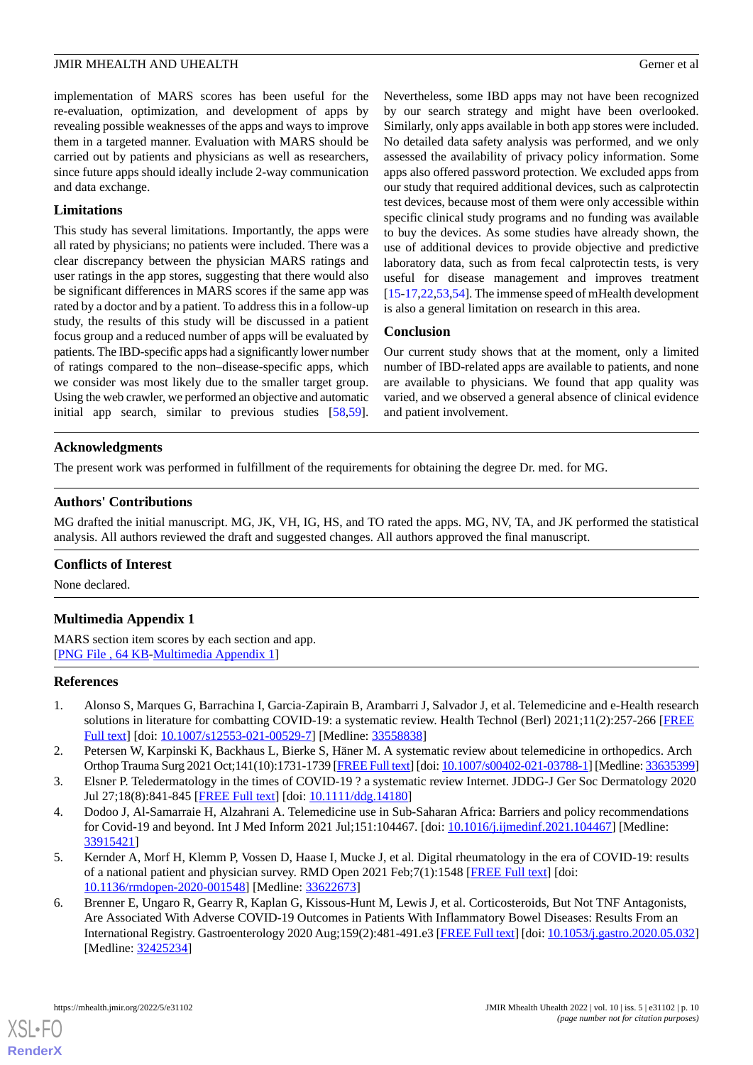implementation of MARS scores has been useful for the re-evaluation, optimization, and development of apps by revealing possible weaknesses of the apps and ways to improve them in a targeted manner. Evaluation with MARS should be carried out by patients and physicians as well as researchers, since future apps should ideally include 2-way communication and data exchange.

### Limitations

This study has several limitations. Importantly, the apps were all rated by physicians; no patients were included. There was a clear discrepancy between the physician MARS ratings and user ratings in the app stores, suggesting that there would also be significant differences in MARS scores if the same app was rated by a doctor and by a patient. To address this in a follow-up study, the results of this study will be discussed in a patient focus group and a reduced number of apps will be evaluated by patients. The IBD-specific apps had a significantly lower number of ratings compared to the non–disease-specific apps, which we consider was most likely due to the smaller target group. Using the web crawler, we performed an objective and automatic initial app search, similar to previous studies [58,59]. Nevertheless, some IBD apps may not have been recognized by our search strategy and might have been overlooked. Similarly, only apps available in both app stores were included. No detailed data safety analysis was performed, and we only assessed the availability of privacy policy information. Some apps also offered password protection. We excluded apps from our study that required additional devices, such as calprotectin test devices, because most of them were only accessible within specific clinical study programs and no funding was available to buy the devices. As some studies have already shown, the use of additional devices to provide objective and predictive laboratory data, such as from fecal calprotectin tests, is very useful for disease management and improves treatment [15-17,22,53,54]. The immense speed of mHealth development is also a general limitation on research in this area.

### Conclusion

Our current study shows that at the moment, only a limited number of IBD-related apps are available to patients, and none are available to physicians. We found that app quality was varied, and we observed a general absence of clinical evidence and patient involvement.

## Acknowledgments

The present work was performed in fulfillment of the requirements for obtaining the degree Dr. med. for MG.

## Authors' Contributions

MG drafted the initial manuscript. MG, JK, VH, IG, HS, and TO rated the apps. MG, NV, TA, and JK performed the statistical analysis. All authors reviewed the draft and suggested changes. All authors approved the final manuscript.

## Conflicts of Interest

None declared.

## Multimedia Appendix 1

MARS section item scores by each section and app.
[PNG File , 64 KB-Multimedia Appendix 1]

## References

1. Alonso S, Marques G, Barrachina I, Garcia-Zapirain B, Arambarri J, Salvador J, et al. Telemedicine and e-Health research solutions in literature for combatting COVID-19: a systematic review. Health Technol (Berl) 2021;11(2):257-266 [FREE Full text] [doi: 10.1007/s12553-021-00529-7] [Medline: 33558838]
2. Petersen W, Karpinski K, Backhaus L, Bierke S, Häner M. A systematic review about telemedicine in orthopedics. Arch Orthop Trauma Surg 2021 Oct;141(10):1731-1739 [FREE Full text] [doi: 10.1007/s00402-021-03788-1] [Medline: 33635399]
3. Elsner P. Teledermatology in the times of COVID-19 ? a systematic review Internet. JDDG-J Ger Soc Dermatology 2020 Jul 27;18(8):841-845 [FREE Full text] [doi: 10.1111/ddg.14180]
4. Dodoo J, Al-Samarraie H, Alzahrani A. Telemedicine use in Sub-Saharan Africa: Barriers and policy recommendations for Covid-19 and beyond. Int J Med Inform 2021 Jul;151:104467. [doi: 10.1016/j.ijmedinf.2021.104467] [Medline: 33915421]
5. Kernder A, Morf H, Klemm P, Vossen D, Haase I, Mucke J, et al. Digital rheumatology in the era of COVID-19: results of a national patient and physician survey. RMD Open 2021 Feb;7(1):1548 [FREE Full text] [doi: 10.1136/rmdopen-2020-001548] [Medline: 33622673]
6. Brenner E, Ungaro R, Gearry R, Kaplan G, Kissous-Hunt M, Lewis J, et al. Corticosteroids, But Not TNF Antagonists, Are Associated With Adverse COVID-19 Outcomes in Patients With Inflammatory Bowel Diseases: Results From an International Registry. Gastroenterology 2020 Aug;159(2):481-491.e3 [FREE Full text] [doi: 10.1053/j.gastro.2020.05.032] [Medline: 32425234]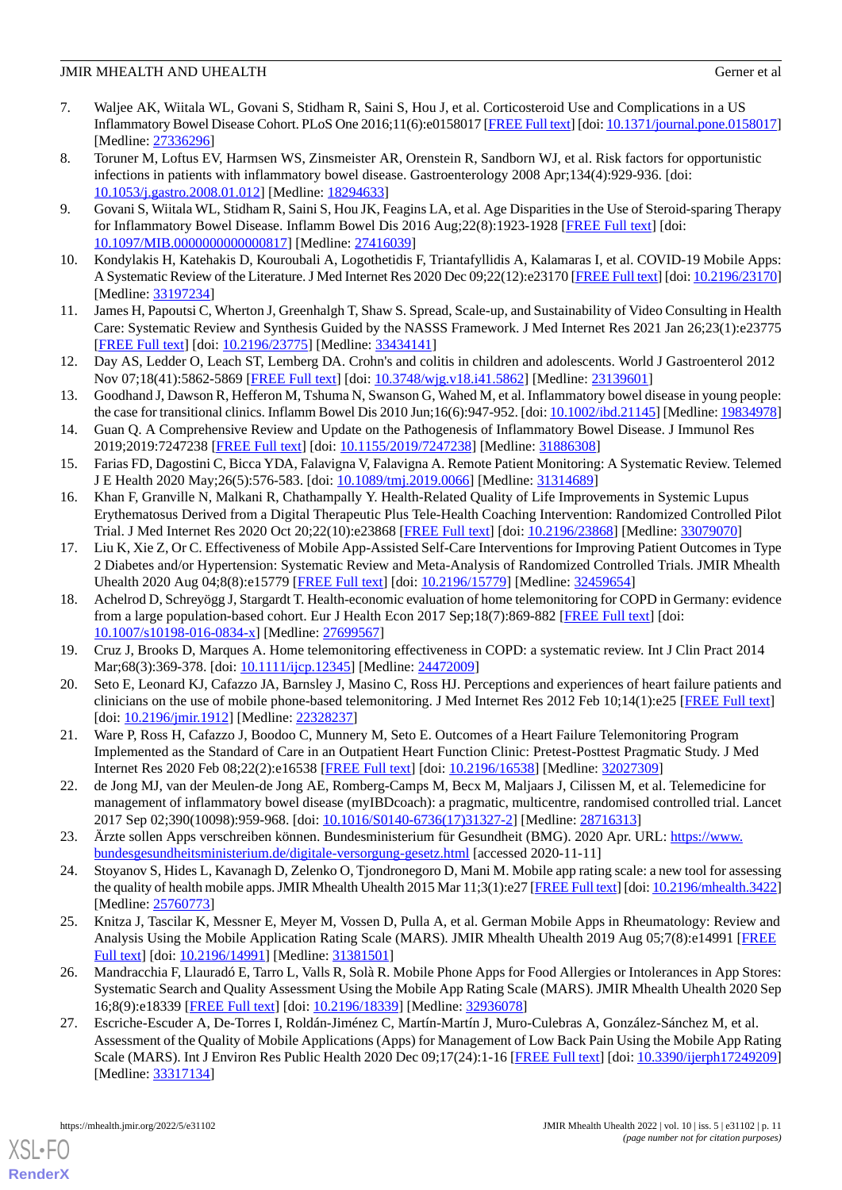7. Waljee AK, Wiitala WL, Govani S, Stidham R, Saini S, Hou J, et al. Corticosteroid Use and Complications in a US Inflammatory Bowel Disease Cohort. PLoS One 2016;11(6):e0158017 [FREE Full text] [doi: 10.1371/journal.pone.0158017] [Medline: 27336296]
8. Toruner M, Loftus EV, Harmsen WS, Zinsmeister AR, Orenstein R, Sandborn WJ, et al. Risk factors for opportunistic infections in patients with inflammatory bowel disease. Gastroenterology 2008 Apr;134(4):929-936. [doi: 10.1053/j.gastro.2008.01.012] [Medline: 18294633]
9. Govani S, Wiitala WL, Stidham R, Saini S, Hou JK, Feagins LA, et al. Age Disparities in the Use of Steroid-sparing Therapy for Inflammatory Bowel Disease. Inflamm Bowel Dis 2016 Aug;22(8):1923-1928 [FREE Full text] [doi: 10.1097/MIB.0000000000000817] [Medline: 27416039]
10. Kondylakis H, Katehakis D, Kouroubali A, Logothetidis F, Triantafyllidis A, Kalamaras I, et al. COVID-19 Mobile Apps: A Systematic Review of the Literature. J Med Internet Res 2020 Dec 09;22(12):e23170 [FREE Full text] [doi: 10.2196/23170] [Medline: 33197234]
11. James H, Papoutsi C, Wherton J, Greenhalgh T, Shaw S. Spread, Scale-up, and Sustainability of Video Consulting in Health Care: Systematic Review and Synthesis Guided by the NASSS Framework. J Med Internet Res 2021 Jan 26;23(1):e23775 [FREE Full text] [doi: 10.2196/23775] [Medline: 33434141]
12. Day AS, Ledder O, Leach ST, Lemberg DA. Crohn's and colitis in children and adolescents. World J Gastroenterol 2012 Nov 07;18(41):5862-5869 [FREE Full text] [doi: 10.3748/wjg.v18.i41.5862] [Medline: 23139601]
13. Goodhand J, Dawson R, Hefferon M, Tshuma N, Swanson G, Wahed M, et al. Inflammatory bowel disease in young people: the case for transitional clinics. Inflamm Bowel Dis 2010 Jun;16(6):947-952. [doi: 10.1002/ibd.21145] [Medline: 19834978]
14. Guan Q. A Comprehensive Review and Update on the Pathogenesis of Inflammatory Bowel Disease. J Immunol Res 2019;2019:7247238 [FREE Full text] [doi: 10.1155/2019/7247238] [Medline: 31886308]
15. Farias FD, Dagostini C, Bicca YDA, Falavigna V, Falavigna A. Remote Patient Monitoring: A Systematic Review. Telemed J E Health 2020 May;26(5):576-583. [doi: 10.1089/tmj.2019.0066] [Medline: 31314689]
16. Khan F, Granville N, Malkani R, Chathampally Y. Health-Related Quality of Life Improvements in Systemic Lupus Erythematosus Derived from a Digital Therapeutic Plus Tele-Health Coaching Intervention: Randomized Controlled Pilot Trial. J Med Internet Res 2020 Oct 20;22(10):e23868 [FREE Full text] [doi: 10.2196/23868] [Medline: 33079070]
17. Liu K, Xie Z, Or C. Effectiveness of Mobile App-Assisted Self-Care Interventions for Improving Patient Outcomes in Type 2 Diabetes and/or Hypertension: Systematic Review and Meta-Analysis of Randomized Controlled Trials. JMIR Mhealth Uhealth 2020 Aug 04;8(8):e15779 [FREE Full text] [doi: 10.2196/15779] [Medline: 32459654]
18. Achelrod D, Schreyögg J, Stargardt T. Health-economic evaluation of home telemonitoring for COPD in Germany: evidence from a large population-based cohort. Eur J Health Econ 2017 Sep;18(7):869-882 [FREE Full text] [doi: 10.1007/s10198-016-0834-x] [Medline: 27699567]
19. Cruz J, Brooks D, Marques A. Home telemonitoring effectiveness in COPD: a systematic review. Int J Clin Pract 2014 Mar;68(3):369-378. [doi: 10.1111/ijcp.12345] [Medline: 24472009]
20. Seto E, Leonard KJ, Cafazzo JA, Barnsley J, Masino C, Ross HJ. Perceptions and experiences of heart failure patients and clinicians on the use of mobile phone-based telemonitoring. J Med Internet Res 2012 Feb 10;14(1):e25 [FREE Full text] [doi: 10.2196/jmir.1912] [Medline: 22328237]
21. Ware P, Ross H, Cafazzo J, Boodoo C, Munnery M, Seto E. Outcomes of a Heart Failure Telemonitoring Program Implemented as the Standard of Care in an Outpatient Heart Function Clinic: Pretest-Posttest Pragmatic Study. J Med Internet Res 2020 Feb 08;22(2):e16538 [FREE Full text] [doi: 10.2196/16538] [Medline: 32027309]
22. de Jong MJ, van der Meulen-de Jong AE, Romberg-Camps M, Becx M, Maljaars J, Cilissen M, et al. Telemedicine for management of inflammatory bowel disease (myIBDcoach): a pragmatic, multicentre, randomised controlled trial. Lancet 2017 Sep 02;390(10098):959-968. [doi: 10.1016/S0140-6736(17)31327-2] [Medline: 28716313]
23. Ärzte sollen Apps verschreiben können. Bundesministerium für Gesundheit (BMG). 2020 Apr. URL: https://www.bundesgesundheitsministerium.de/digitale-versorgung-gesetz.html [accessed 2020-11-11]
24. Stoyanov S, Hides L, Kavanagh D, Zelenko O, Tjondronegoro D, Mani M. Mobile app rating scale: a new tool for assessing the quality of health mobile apps. JMIR Mhealth Uhealth 2015 Mar 11;3(1):e27 [FREE Full text] [doi: 10.2196/mhealth.3422] [Medline: 25760773]
25. Knitza J, Tascilar K, Messner E, Meyer M, Vossen D, Pulla A, et al. German Mobile Apps in Rheumatology: Review and Analysis Using the Mobile Application Rating Scale (MARS). JMIR Mhealth Uhealth 2019 Aug 05;7(8):e14991 [FREE Full text] [doi: 10.2196/14991] [Medline: 31381501]
26. Mandracchia F, Llauradó E, Tarro L, Valls R, Solà R. Mobile Phone Apps for Food Allergies or Intolerances in App Stores: Systematic Search and Quality Assessment Using the Mobile App Rating Scale (MARS). JMIR Mhealth Uhealth 2020 Sep 16;8(9):e18339 [FREE Full text] [doi: 10.2196/18339] [Medline: 32936078]
27. Escriche-Escuder A, De-Torres I, Roldán-Jiménez C, Martín-Martín J, Muro-Culebras A, González-Sánchez M, et al. Assessment of the Quality of Mobile Applications (Apps) for Management of Low Back Pain Using the Mobile App Rating Scale (MARS). Int J Environ Res Public Health 2020 Dec 09;17(24):1-16 [FREE Full text] [doi: 10.3390/ijerph17249209] [Medline: 33317134]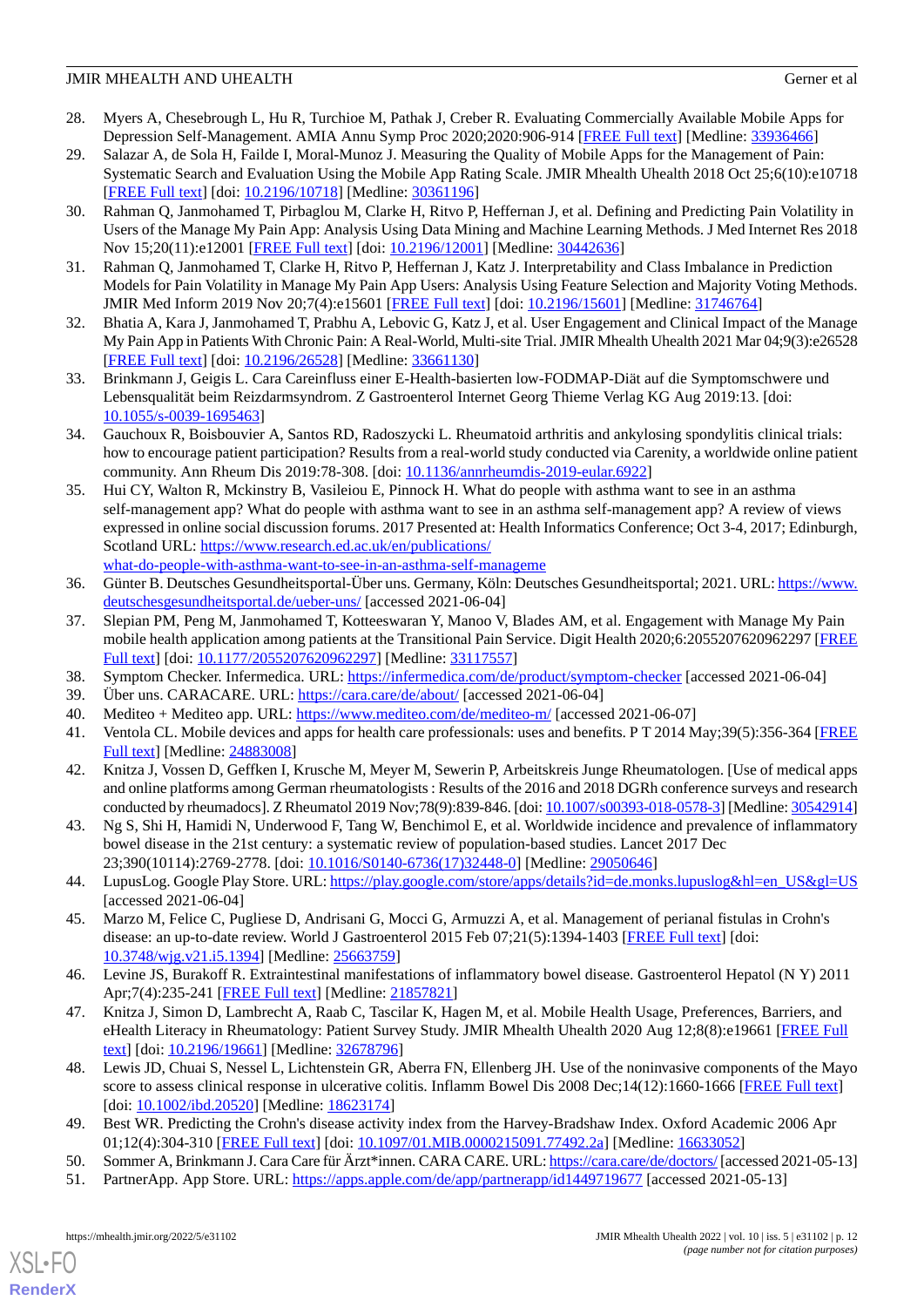28. Myers A, Chesebrough L, Hu R, Turchioe M, Pathak J, Creber R. Evaluating Commercially Available Mobile Apps for Depression Self-Management. AMIA Annu Symp Proc 2020;2020:906-914 [FREE Full text] [Medline: 33936466]
29. Salazar A, de Sola H, Failde I, Moral-Munoz J. Measuring the Quality of Mobile Apps for the Management of Pain: Systematic Search and Evaluation Using the Mobile App Rating Scale. JMIR Mhealth Uhealth 2018 Oct 25;6(10):e10718 [FREE Full text] [doi: 10.2196/10718] [Medline: 30361196]
30. Rahman Q, Janmohamed T, Pirbaglou M, Clarke H, Ritvo P, Heffernan J, et al. Defining and Predicting Pain Volatility in Users of the Manage My Pain App: Analysis Using Data Mining and Machine Learning Methods. J Med Internet Res 2018 Nov 15;20(11):e12001 [FREE Full text] [doi: 10.2196/12001] [Medline: 30442636]
31. Rahman Q, Janmohamed T, Clarke H, Ritvo P, Heffernan J, Katz J. Interpretability and Class Imbalance in Prediction Models for Pain Volatility in Manage My Pain App Users: Analysis Using Feature Selection and Majority Voting Methods. JMIR Med Inform 2019 Nov 20;7(4):e15601 [FREE Full text] [doi: 10.2196/15601] [Medline: 31746764]
32. Bhatia A, Kara J, Janmohamed T, Prabhu A, Lebovic G, Katz J, et al. User Engagement and Clinical Impact of the Manage My Pain App in Patients With Chronic Pain: A Real-World, Multi-site Trial. JMIR Mhealth Uhealth 2021 Mar 04;9(3):e26528 [FREE Full text] [doi: 10.2196/26528] [Medline: 33661130]
33. Brinkmann J, Geigis L. Cara Careinfluss einer E-Health-basierten low-FODMAP-Diät auf die Symptomschwere und Lebensqualität beim Reizdarmsyndrom. Z Gastroenterol Internet Georg Thieme Verlag KG Aug 2019:13. [doi: 10.1055/s-0039-1695463]
34. Gauchoux R, Boisbouvier A, Santos RD, Radoszycki L. Rheumatoid arthritis and ankylosing spondylitis clinical trials: how to encourage patient participation? Results from a real-world study conducted via Carenity, a worldwide online patient community. Ann Rheum Dis 2019:78-308. [doi: 10.1136/annrheumdis-2019-eular.6922]
35. Hui CY, Walton R, Mckinstry B, Vasileiou E, Pinnock H. What do people with asthma want to see in an asthma self-management app? What do people with asthma want to see in an asthma self-management app? A review of views expressed in online social discussion forums. 2017 Presented at: Health Informatics Conference; Oct 3-4, 2017; Edinburgh, Scotland URL: https://www.research.ed.ac.uk/en/publications/what-do-people-with-asthma-want-to-see-in-an-asthma-self-manageme
36. Günter B. Deutsches Gesundheitsportal-Über uns. Germany, Köln: Deutsches Gesundheitsportal; 2021. URL: https://www.deutschesgesundheitsportal.de/ueber-uns/ [accessed 2021-06-04]
37. Slepian PM, Peng M, Janmohamed T, Kotteeswaran Y, Manoo V, Blades AM, et al. Engagement with Manage My Pain mobile health application among patients at the Transitional Pain Service. Digit Health 2020;6:2055207620962297 [FREE Full text] [doi: 10.1177/2055207620962297] [Medline: 33117557]
38. Symptom Checker. Infermedica. URL: https://infermedica.com/de/product/symptom-checker [accessed 2021-06-04]
39. Über uns. CARACARE. URL: https://cara.care/de/about/ [accessed 2021-06-04]
40. Mediteo + Mediteo app. URL: https://www.mediteo.com/de/mediteo-m/ [accessed 2021-06-07]
41. Ventola CL. Mobile devices and apps for health care professionals: uses and benefits. P T 2014 May;39(5):356-364 [FREE Full text] [Medline: 24883008]
42. Knitza J, Vossen D, Geffken I, Krusche M, Meyer M, Sewerin P, Arbeitskreis Junge Rheumatologen. [Use of medical apps and online platforms among German rheumatologists : Results of the 2016 and 2018 DGRh conference surveys and research conducted by rheumadocs]. Z Rheumatol 2019 Nov;78(9):839-846. [doi: 10.1007/s00393-018-0578-3] [Medline: 30542914]
43. Ng S, Shi H, Hamidi N, Underwood F, Tang W, Benchimol E, et al. Worldwide incidence and prevalence of inflammatory bowel disease in the 21st century: a systematic review of population-based studies. Lancet 2017 Dec 23;390(10114):2769-2778. [doi: 10.1016/S0140-6736(17)32448-0] [Medline: 29050646]
44. LupusLog. Google Play Store. URL: https://play.google.com/store/apps/details?id=de.monks.lupuslog&hl=en_US&gl=US [accessed 2021-06-04]
45. Marzo M, Felice C, Pugliese D, Andrisani G, Mocci G, Armuzzi A, et al. Management of perianal fistulas in Crohn's disease: an up-to-date review. World J Gastroenterol 2015 Feb 07;21(5):1394-1403 [FREE Full text] [doi: 10.3748/wjg.v21.i5.1394] [Medline: 25663759]
46. Levine JS, Burakoff R. Extraintestinal manifestations of inflammatory bowel disease. Gastroenterol Hepatol (N Y) 2011 Apr;7(4):235-241 [FREE Full text] [Medline: 21857821]
47. Knitza J, Simon D, Lambrecht A, Raab C, Tascilar K, Hagen M, et al. Mobile Health Usage, Preferences, Barriers, and eHealth Literacy in Rheumatology: Patient Survey Study. JMIR Mhealth Uhealth 2020 Aug 12;8(8):e19661 [FREE Full text] [doi: 10.2196/19661] [Medline: 32678796]
48. Lewis JD, Chuai S, Nessel L, Lichtenstein GR, Aberra FN, Ellenberg JH. Use of the noninvasive components of the Mayo score to assess clinical response in ulcerative colitis. Inflamm Bowel Dis 2008 Dec;14(12):1660-1666 [FREE Full text] [doi: 10.1002/ibd.20520] [Medline: 18623174]
49. Best WR. Predicting the Crohn's disease activity index from the Harvey-Bradshaw Index. Oxford Academic 2006 Apr 01;12(4):304-310 [FREE Full text] [doi: 10.1097/01.MIB.0000215091.77492.2a] [Medline: 16633052]
50. Sommer A, Brinkmann J. Cara Care für Ärzt*innen. CARA CARE. URL: https://cara.care/de/doctors/ [accessed 2021-05-13]
51. PartnerApp. App Store. URL: https://apps.apple.com/de/app/partnerapp/id1449719677 [accessed 2021-05-13]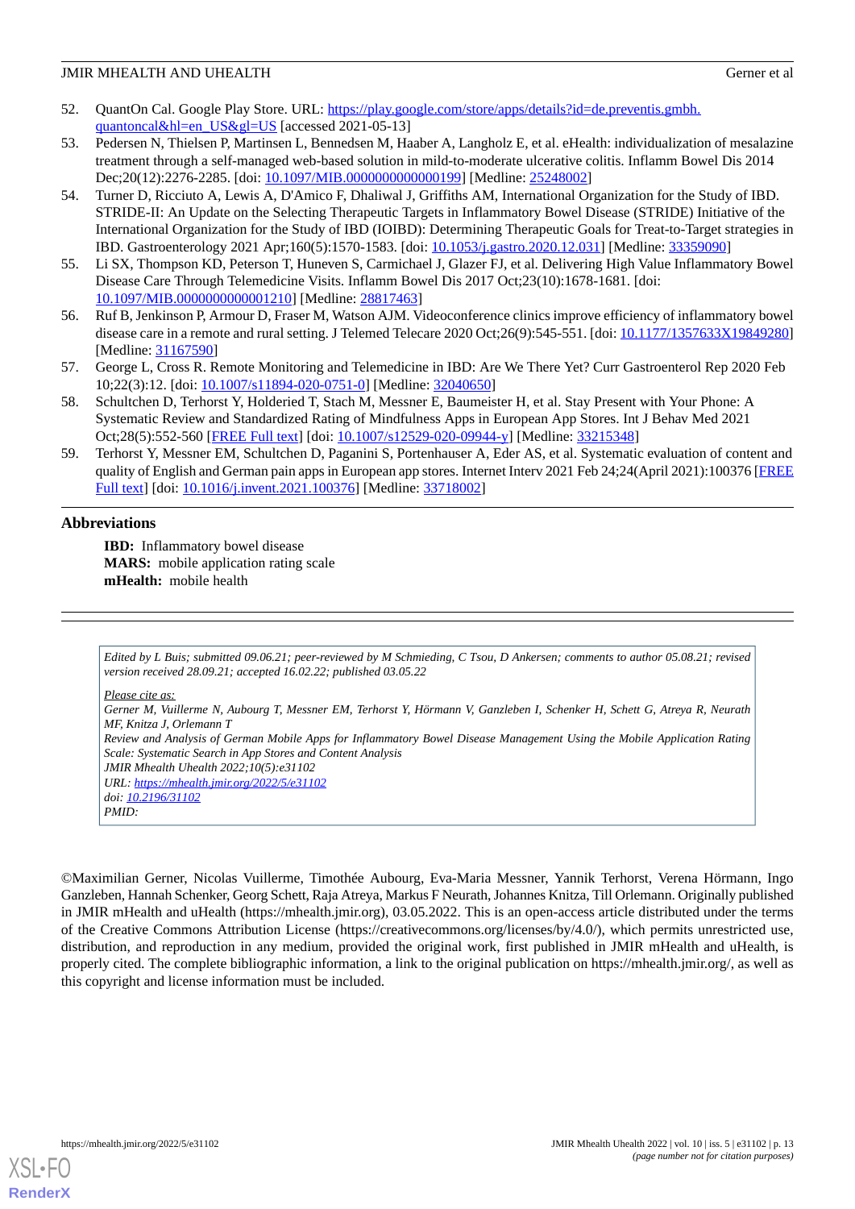52. QuantOn Cal. Google Play Store. URL: https://play.google.com/store/apps/details?id=de.preventis.gmbh.quantoncal&hl=en_US&gl=US [accessed 2021-05-13]
53. Pedersen N, Thielsen P, Martinsen L, Bennedsen M, Haaber A, Langholz E, et al. eHealth: individualization of mesalazine treatment through a self-managed web-based solution in mild-to-moderate ulcerative colitis. Inflamm Bowel Dis 2014 Dec;20(12):2276-2285. [doi: 10.1097/MIB.0000000000000199] [Medline: 25248002]
54. Turner D, Ricciuto A, Lewis A, D'Amico F, Dhaliwal J, Griffiths AM, International Organization for the Study of IBD. STRIDE-II: An Update on the Selecting Therapeutic Targets in Inflammatory Bowel Disease (STRIDE) Initiative of the International Organization for the Study of IBD (IOIBD): Determining Therapeutic Goals for Treat-to-Target strategies in IBD. Gastroenterology 2021 Apr;160(5):1570-1583. [doi: 10.1053/j.gastro.2020.12.031] [Medline: 33359090]
55. Li SX, Thompson KD, Peterson T, Huneven S, Carmichael J, Glazer FJ, et al. Delivering High Value Inflammatory Bowel Disease Care Through Telemedicine Visits. Inflamm Bowel Dis 2017 Oct;23(10):1678-1681. [doi: 10.1097/MIB.0000000000001210] [Medline: 28817463]
56. Ruf B, Jenkinson P, Armour D, Fraser M, Watson AJM. Videoconference clinics improve efficiency of inflammatory bowel disease care in a remote and rural setting. J Telemed Telecare 2020 Oct;26(9):545-551. [doi: 10.1177/1357633X19849280] [Medline: 31167590]
57. George L, Cross R. Remote Monitoring and Telemedicine in IBD: Are We There Yet? Curr Gastroenterol Rep 2020 Feb 10;22(3):12. [doi: 10.1007/s11894-020-0751-0] [Medline: 32040650]
58. Schultchen D, Terhorst Y, Holderied T, Stach M, Messner E, Baumeister H, et al. Stay Present with Your Phone: A Systematic Review and Standardized Rating of Mindfulness Apps in European App Stores. Int J Behav Med 2021 Oct;28(5):552-560 [FREE Full text] [doi: 10.1007/s12529-020-09944-y] [Medline: 33215348]
59. Terhorst Y, Messner EM, Schultchen D, Paganini S, Portenhauser A, Eder AS, et al. Systematic evaluation of content and quality of English and German pain apps in European app stores. Internet Interv 2021 Feb 24;24(April 2021):100376 [FREE Full text] [doi: 10.1016/j.invent.2021.100376] [Medline: 33718002]

## Abbreviations

**IBD:** Inflammatory bowel disease
**MARS:** mobile application rating scale
**mHealth:** mobile health

*Edited by L Buis; submitted 09.06.21; peer-reviewed by M Schmieding, C Tsou, D Ankersen; comments to author 05.08.21; revised version received 28.09.21; accepted 16.02.22; published 03.05.22*

*Please cite as:*
*Gerner M, Vuillerme N, Aubourg T, Messner EM, Terhorst Y, Hörmann V, Ganzleben I, Schenker H, Schett G, Atreya R, Neurath MF, Knitza J, Orlemann T*
*Review and Analysis of German Mobile Apps for Inflammatory Bowel Disease Management Using the Mobile Application Rating Scale: Systematic Search in App Stores and Content Analysis*
*JMIR Mhealth Uhealth 2022;10(5):e31102*
*URL: https://mhealth.jmir.org/2022/5/e31102*
*doi: 10.2196/31102*
*PMID:*

©Maximilian Gerner, Nicolas Vuillerme, Timothée Aubourg, Eva-Maria Messner, Yannik Terhorst, Verena Hörmann, Ingo Ganzleben, Hannah Schenker, Georg Schett, Raja Atreya, Markus F Neurath, Johannes Knitza, Till Orlemann. Originally published in JMIR mHealth and uHealth (https://mhealth.jmir.org), 03.05.2022. This is an open-access article distributed under the terms of the Creative Commons Attribution License (https://creativecommons.org/licenses/by/4.0/), which permits unrestricted use, distribution, and reproduction in any medium, provided the original work, first published in JMIR mHealth and uHealth, is properly cited. The complete bibliographic information, a link to the original publication on https://mhealth.jmir.org/, as well as this copyright and license information must be included.